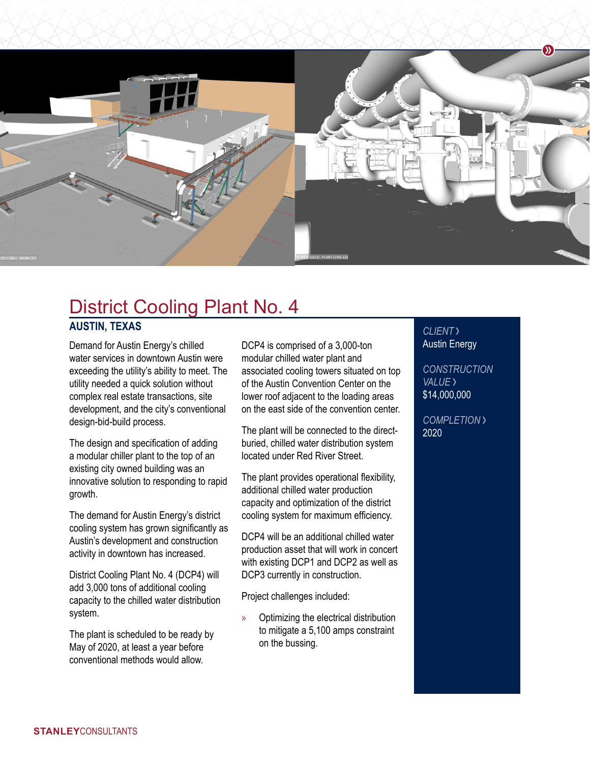# District Cooling Plant No. 4

## AUSTIN, TEXAS

Demand for Austin Energy's chilled water services in downtown Austin were exceeding the utility's ability to meet. The utility needed a quick solution without complex real estate transactions, site development, and the city's conventional design-bid-build process.

The design and specification of adding a modular chiller plant to the top of an existing city owned building was an innovative solution to responding to rapid growth.

The demand for Austin Energy's district cooling system has grown significantly as Austin's development and construction activity in downtown has increased.

District Cooling Plant No. 4 (DCP4) will add 3,000 tons of additional cooling capacity to the chilled water distribution system.

The plant is scheduled to be ready by May of 2020, at least a year before conventional methods would allow.

DCP4 is comprised of a 3,000-ton modular chilled water plant and associated cooling towers situated on top of the Austin Convention Center on the lower roof adjacent to the loading areas on the east side of the convention center.

The plant will be connected to the direct-buried, chilled water distribution system located under Red River Street.

The plant provides operational flexibility, additional chilled water production capacity and optimization of the district cooling system for maximum efficiency.

DCP4 will be an additional chilled water production asset that will work in concert with existing DCP1 and DCP2 as well as DCP3 currently in construction.

Project challenges included:

- Optimizing the electrical distribution to mitigate a 5,100 amps constraint on the bussing.

*CLIENT ›*
Austin Energy

*CONSTRUCTION VALUE ›*
$14,000,000

*COMPLETION ›*
2020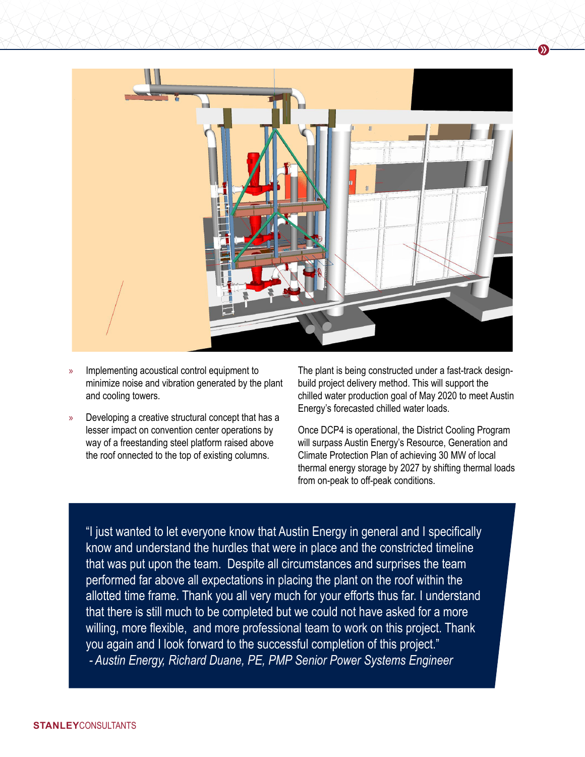- Implementing acoustical control equipment to minimize noise and vibration generated by the plant and cooling towers.
- Developing a creative structural concept that has a lesser impact on convention center operations by way of a freestanding steel platform raised above the roof onnected to the top of existing columns.

The plant is being constructed under a fast-track design-build project delivery method. This will support the chilled water production goal of May 2020 to meet Austin Energy's forecasted chilled water loads.

Once DCP4 is operational, the District Cooling Program will surpass Austin Energy's Resource, Generation and Climate Protection Plan of achieving 30 MW of local thermal energy storage by 2027 by shifting thermal loads from on-peak to off-peak conditions.

"I just wanted to let everyone know that Austin Energy in general and I specifically know and understand the hurdles that were in place and the constricted timeline that was put upon the team. Despite all circumstances and surprises the team performed far above all expectations in placing the plant on the roof within the allotted time frame. Thank you all very much for your efforts thus far. I understand that there is still much to be completed but we could not have asked for a more willing, more flexible, and more professional team to work on this project. Thank you again and I look forward to the successful completion of this project."
*- Austin Energy, Richard Duane, PE, PMP Senior Power Systems Engineer*